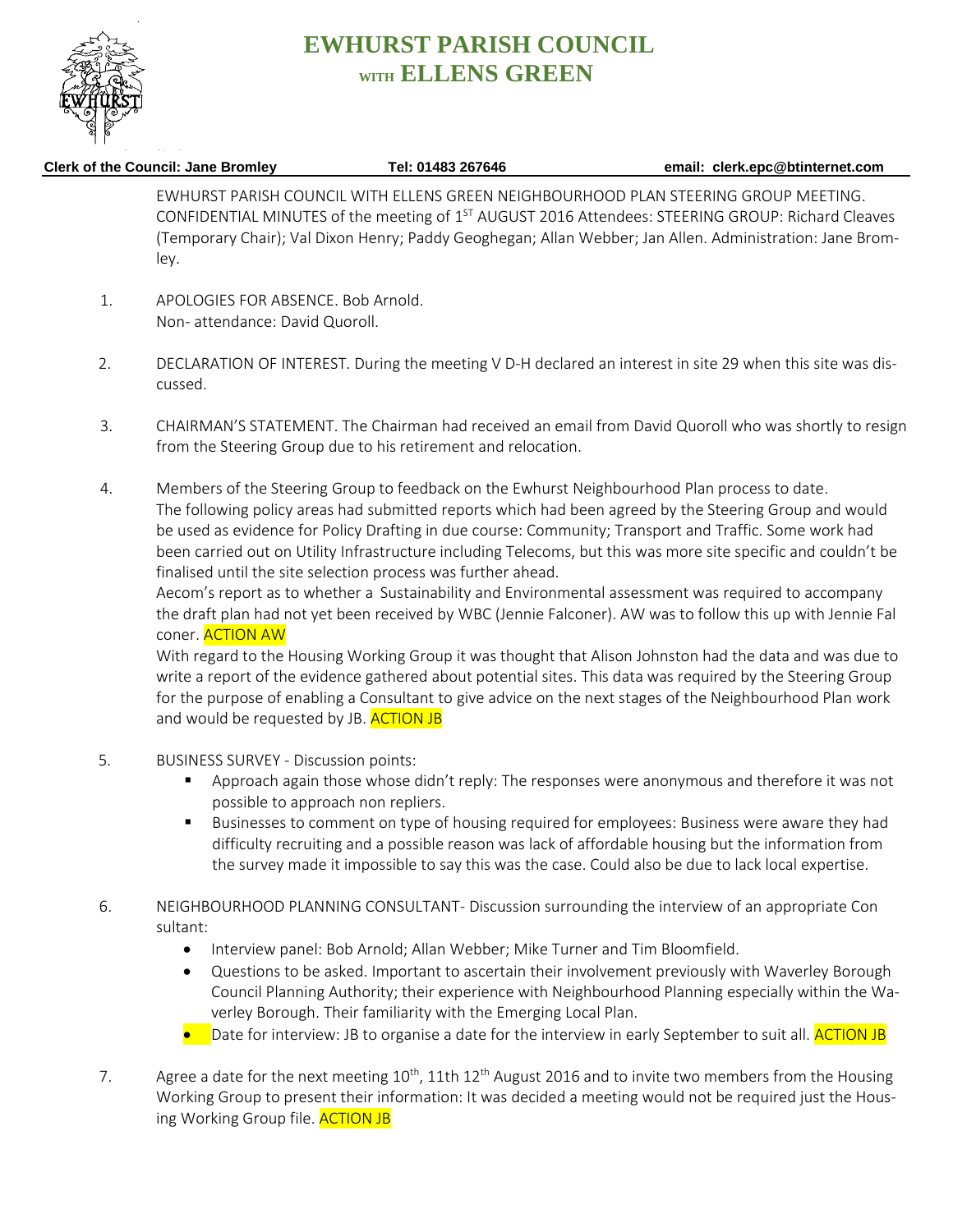# EWHURST PARISH COUNCIL
## WITH ELLENS GREEN

**Clerk of the Council: Jane Bromley** **Tel: 01483 267646** **email: clerk.epc@btinternet.com**

EWHURST PARISH COUNCIL WITH ELLENS GREEN NEIGHBOURHOOD PLAN STEERING GROUP MEETING. CONFIDENTIAL MINUTES of the meeting of 1ST AUGUST 2016 Attendees: STEERING GROUP: Richard Cleaves (Temporary Chair); Val Dixon Henry; Paddy Geoghegan; Allan Webber; Jan Allen. Administration: Jane Bromley.

1. APOLOGIES FOR ABSENCE. Bob Arnold.
   Non- attendance: David Quoroll.

2. DECLARATION OF INTEREST. During the meeting V D-H declared an interest in site 29 when this site was discussed.

3. CHAIRMAN'S STATEMENT. The Chairman had received an email from David Quoroll who was shortly to resign from the Steering Group due to his retirement and relocation.

4. Members of the Steering Group to feedback on the Ewhurst Neighbourhood Plan process to date.
   The following policy areas had submitted reports which had been agreed by the Steering Group and would be used as evidence for Policy Drafting in due course: Community; Transport and Traffic. Some work had been carried out on Utility Infrastructure including Telecoms, but this was more site specific and couldn't be finalised until the site selection process was further ahead.
   Aecom's report as to whether a Sustainability and Environmental assessment was required to accompany the draft plan had not yet been received by WBC (Jennie Falconer). AW was to follow this up with Jennie Falconer. ACTION AW
   With regard to the Housing Working Group it was thought that Alison Johnston had the data and was due to write a report of the evidence gathered about potential sites. This data was required by the Steering Group for the purpose of enabling a Consultant to give advice on the next stages of the Neighbourhood Plan work and would be requested by JB. ACTION JB

5. BUSINESS SURVEY - Discussion points:
   - Approach again those whose didn't reply: The responses were anonymous and therefore it was not possible to approach non repliers.
   - Businesses to comment on type of housing required for employees: Business were aware they had difficulty recruiting and a possible reason was lack of affordable housing but the information from the survey made it impossible to say this was the case. Could also be due to lack local expertise.

6. NEIGHBOURHOOD PLANNING CONSULTANT- Discussion surrounding the interview of an appropriate Consultant:
   - Interview panel: Bob Arnold; Allan Webber; Mike Turner and Tim Bloomfield.
   - Questions to be asked. Important to ascertain their involvement previously with Waverley Borough Council Planning Authority; their experience with Neighbourhood Planning especially within the Waverley Borough. Their familiarity with the Emerging Local Plan.
   - Date for interview: JB to organise a date for the interview in early September to suit all. ACTION JB

7. Agree a date for the next meeting 10th, 11th 12th August 2016 and to invite two members from the Housing Working Group to present their information: It was decided a meeting would not be required just the Housing Working Group file. ACTION JB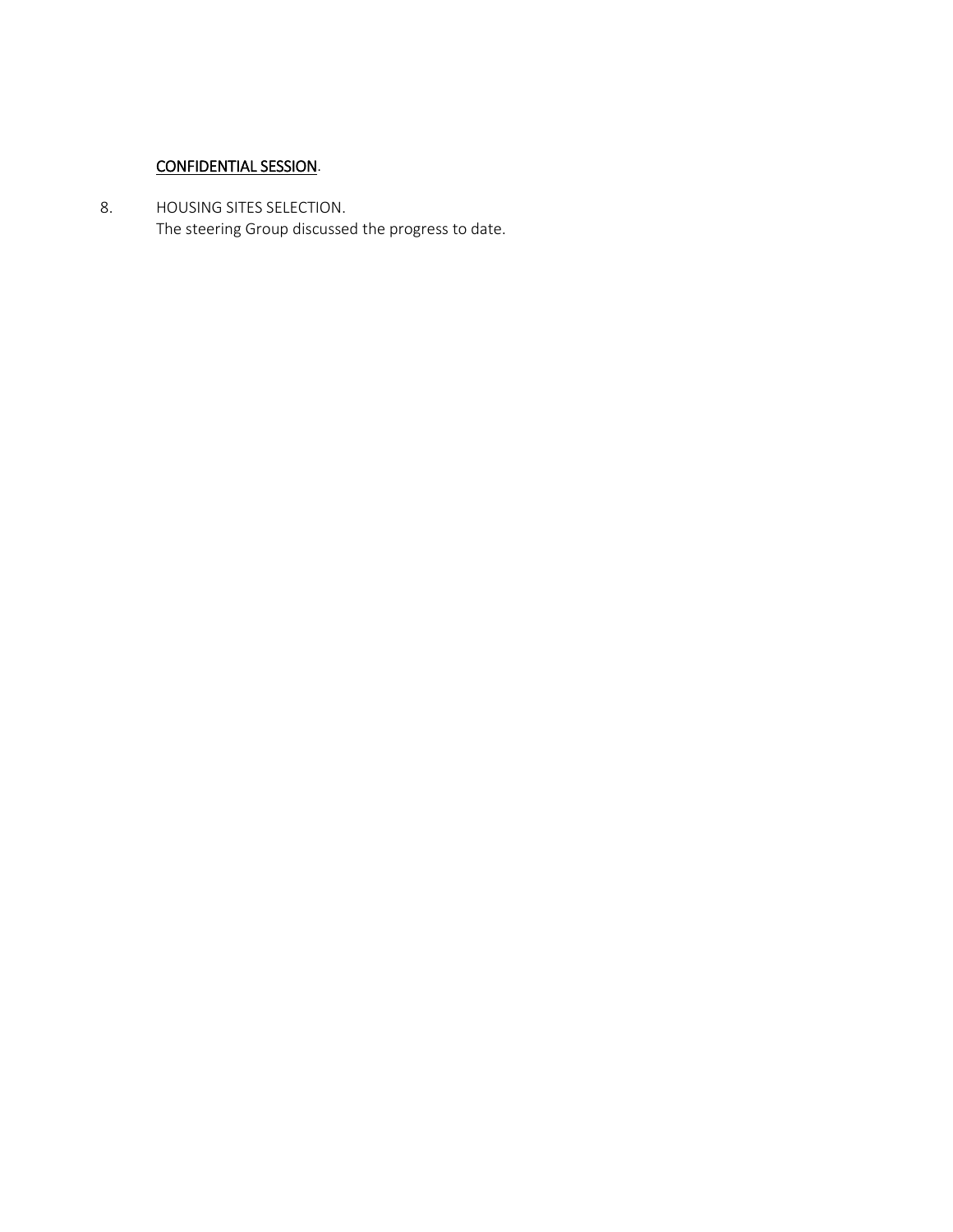<u>CONFIDENTIAL SESSION</u>.

8. HOUSING SITES SELECTION.
   The steering Group discussed the progress to date.